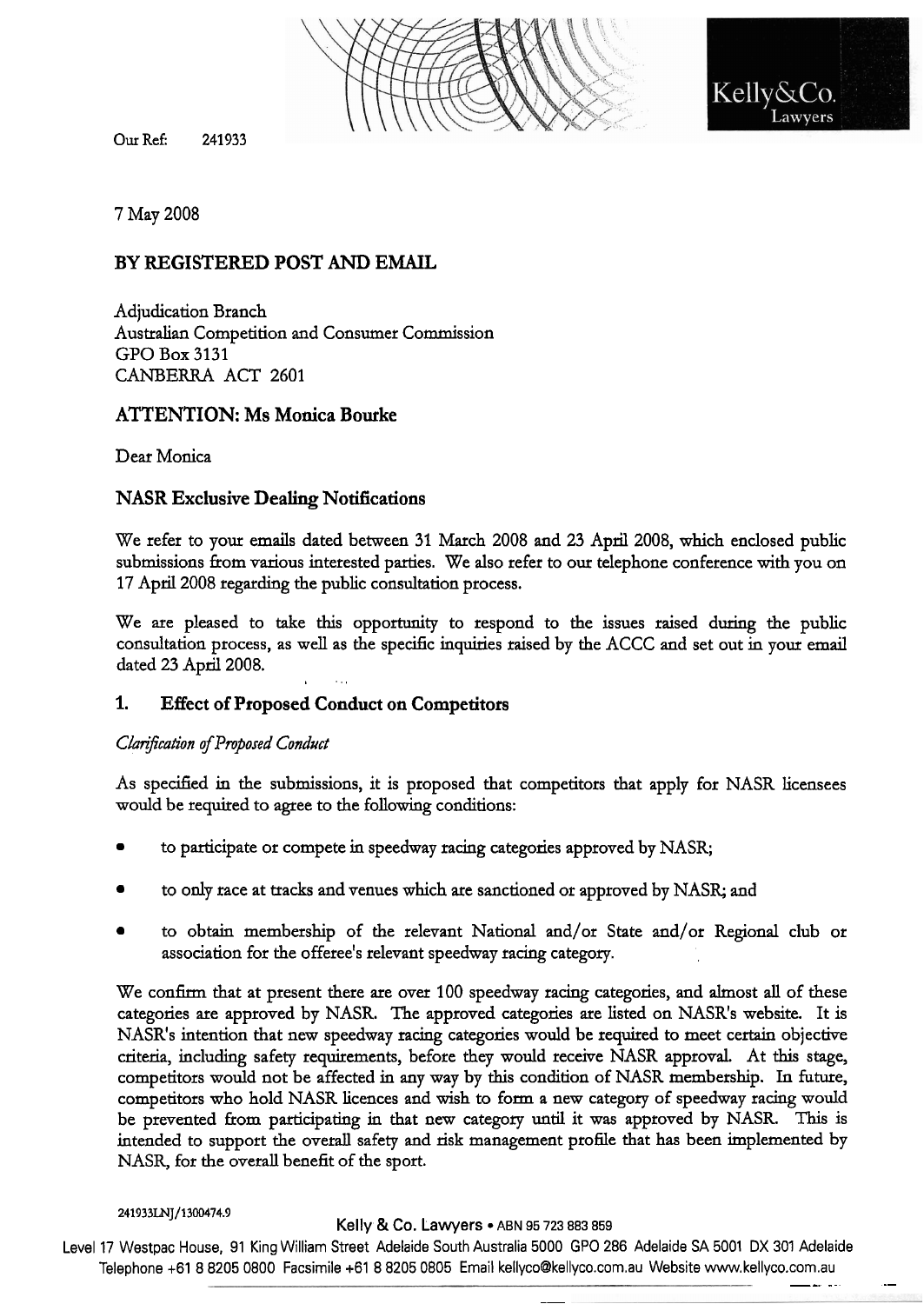Our Ref: 241933

Kelly&Co. Lawyers

7 May 2008

**BY REGISTERED POST AND EMAIL**

Adjudication Branch
Australian Competition and Consumer Commission
GPO Box 3131
CANBERRA ACT 2601

## ATTENTION: Ms Monica Bourke

Dear Monica

## NASR Exclusive Dealing Notifications

We refer to your emails dated between 31 March 2008 and 23 April 2008, which enclosed public submissions from various interested parties. We also refer to our telephone conference with you on 17 April 2008 regarding the public consultation process.

We are pleased to take this opportunity to respond to the issues raised during the public consultation process, as well as the specific inquiries raised by the ACCC and set out in your email dated 23 April 2008.

### 1. Effect of Proposed Conduct on Competitors

*Clarification of Proposed Conduct*

As specified in the submissions, it is proposed that competitors that apply for NASR licensees would be required to agree to the following conditions:

- to participate or compete in speedway racing categories approved by NASR;
- to only race at tracks and venues which are sanctioned or approved by NASR; and
- to obtain membership of the relevant National and/or State and/or Regional club or association for the offeree's relevant speedway racing category.

We confirm that at present there are over 100 speedway racing categories, and almost all of these categories are approved by NASR. The approved categories are listed on NASR's website. It is NASR's intention that new speedway racing categories would be required to meet certain objective criteria, including safety requirements, before they would receive NASR approval. At this stage, competitors would not be affected in any way by this condition of NASR membership. In future, competitors who hold NASR licences and wish to form a new category of speedway racing would be prevented from participating in that new category until it was approved by NASR. This is intended to support the overall safety and risk management profile that has been implemented by NASR, for the overall benefit of the sport.

241933LNJ/1300474.9

Kelly & Co. Lawyers • ABN 95 723 883 859

Level 17 Westpac House, 91 King William Street Adelaide South Australia 5000 GPO 286 Adelaide SA 5001 DX 301 Adelaide
Telephone +61 8 8205 0800 Facsimile +61 8 8205 0805 Email kellyco@kellyco.com.au Website www.kellyco.com.au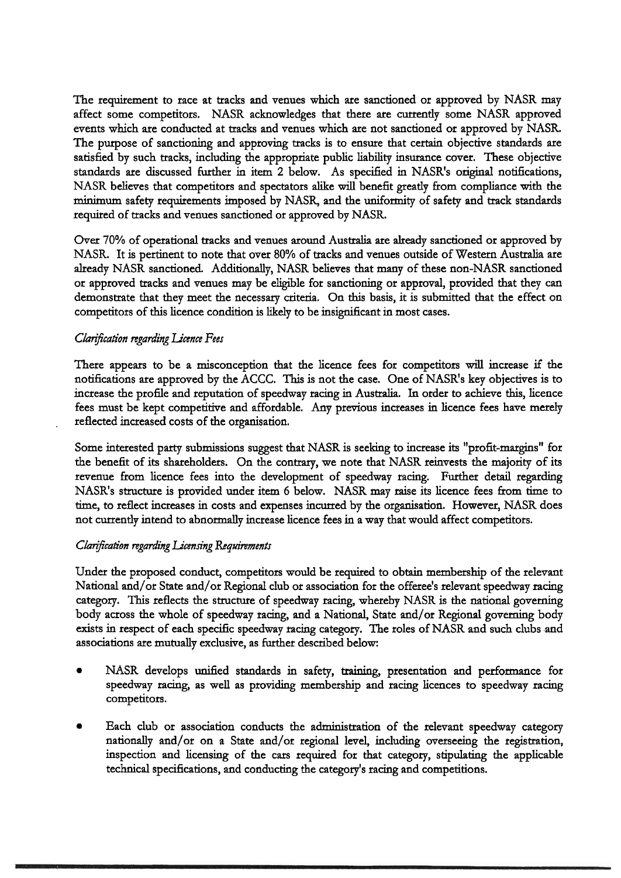The requirement to race at tracks and venues which are sanctioned or approved by NASR may affect some competitors. NASR acknowledges that there are currently some NASR approved events which are conducted at tracks and venues which are not sanctioned or approved by NASR. The purpose of sanctioning and approving tracks is to ensure that certain objective standards are satisfied by such tracks, including the appropriate public liability insurance cover. These objective standards are discussed further in item 2 below. As specified in NASR's original notifications, NASR believes that competitors and spectators alike will benefit greatly from compliance with the minimum safety requirements imposed by NASR, and the uniformity of safety and track standards required of tracks and venues sanctioned or approved by NASR.

Over 70% of operational tracks and venues around Australia are already sanctioned or approved by NASR. It is pertinent to note that over 80% of tracks and venues outside of Western Australia are already NASR sanctioned. Additionally, NASR believes that many of these non-NASR sanctioned or approved tracks and venues may be eligible for sanctioning or approval, provided that they can demonstrate that they meet the necessary criteria. On this basis, it is submitted that the effect on competitors of this licence condition is likely to be insignificant in most cases.

*Clarification regarding Licence Fees*

There appears to be a misconception that the licence fees for competitors will increase if the notifications are approved by the ACCC. This is not the case. One of NASR's key objectives is to increase the profile and reputation of speedway racing in Australia. In order to achieve this, licence fees must be kept competitive and affordable. Any previous increases in licence fees have merely reflected increased costs of the organisation.

Some interested party submissions suggest that NASR is seeking to increase its "profit-margins" for the benefit of its shareholders. On the contrary, we note that NASR reinvests the majority of its revenue from licence fees into the development of speedway racing. Further detail regarding NASR's structure is provided under item 6 below. NASR may raise its licence fees from time to time, to reflect increases in costs and expenses incurred by the organisation. However, NASR does not currently intend to abnormally increase licence fees in a way that would affect competitors.

*Clarification regarding Licensing Requirements*

Under the proposed conduct, competitors would be required to obtain membership of the relevant National and/or State and/or Regional club or association for the offeree's relevant speedway racing category. This reflects the structure of speedway racing, whereby NASR is the national governing body across the whole of speedway racing, and a National, State and/or Regional governing body exists in respect of each specific speedway racing category. The roles of NASR and such clubs and associations are mutually exclusive, as further described below:

- NASR develops unified standards in safety, training, presentation and performance for speedway racing, as well as providing membership and racing licences to speedway racing competitors.
- Each club or association conducts the administration of the relevant speedway category nationally and/or on a State and/or regional level, including overseeing the registration, inspection and licensing of the cars required for that category, stipulating the applicable technical specifications, and conducting the category's racing and competitions.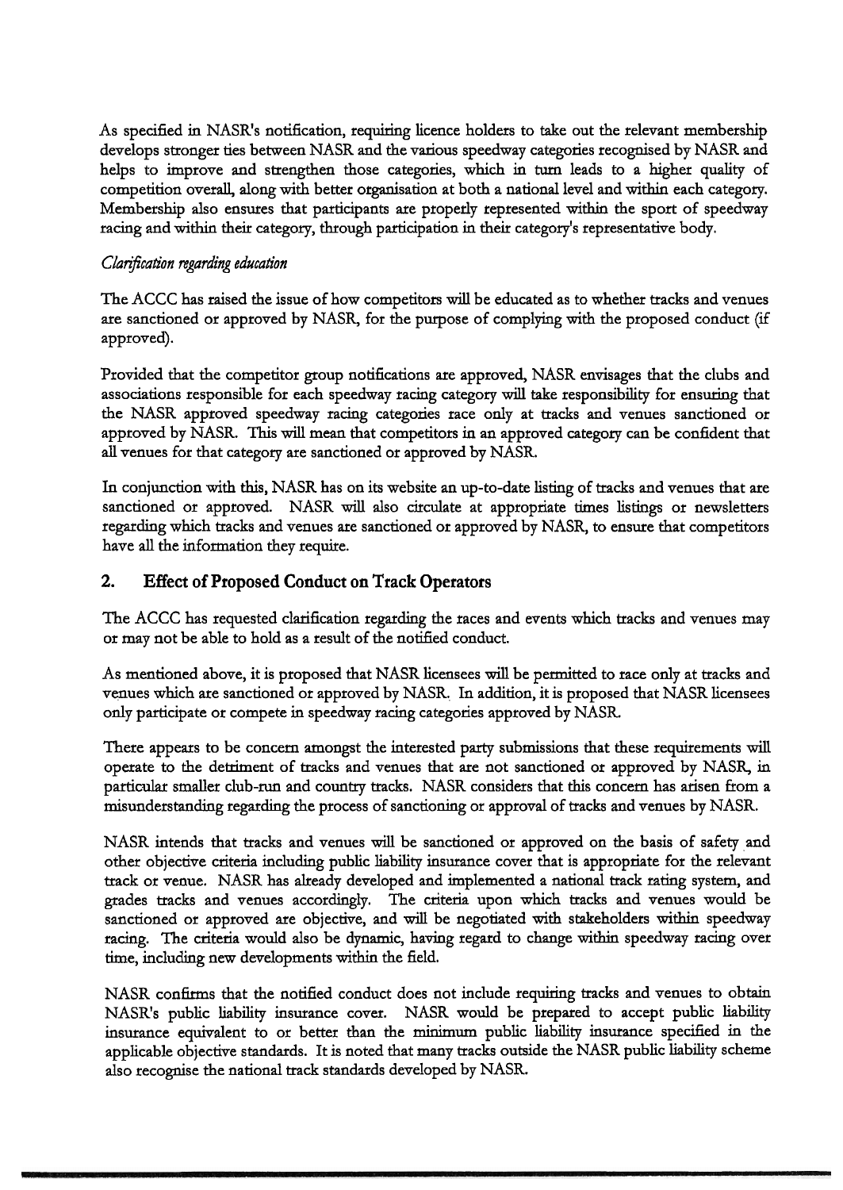As specified in NASR's notification, requiring licence holders to take out the relevant membership develops stronger ties between NASR and the various speedway categories recognised by NASR and helps to improve and strengthen those categories, which in turn leads to a higher quality of competition overall, along with better organisation at both a national level and within each category. Membership also ensures that participants are properly represented within the sport of speedway racing and within their category, through participation in their category's representative body.

*Clarification regarding education*

The ACCC has raised the issue of how competitors will be educated as to whether tracks and venues are sanctioned or approved by NASR, for the purpose of complying with the proposed conduct (if approved).

Provided that the competitor group notifications are approved, NASR envisages that the clubs and associations responsible for each speedway racing category will take responsibility for ensuring that the NASR approved speedway racing categories race only at tracks and venues sanctioned or approved by NASR. This will mean that competitors in an approved category can be confident that all venues for that category are sanctioned or approved by NASR.

In conjunction with this, NASR has on its website an up-to-date listing of tracks and venues that are sanctioned or approved. NASR will also circulate at appropriate times listings or newsletters regarding which tracks and venues are sanctioned or approved by NASR, to ensure that competitors have all the information they require.

## 2. Effect of Proposed Conduct on Track Operators

The ACCC has requested clarification regarding the races and events which tracks and venues may or may not be able to hold as a result of the notified conduct.

As mentioned above, it is proposed that NASR licensees will be permitted to race only at tracks and venues which are sanctioned or approved by NASR. In addition, it is proposed that NASR licensees only participate or compete in speedway racing categories approved by NASR.

There appears to be concern amongst the interested party submissions that these requirements will operate to the detriment of tracks and venues that are not sanctioned or approved by NASR, in particular smaller club-run and country tracks. NASR considers that this concern has arisen from a misunderstanding regarding the process of sanctioning or approval of tracks and venues by NASR.

NASR intends that tracks and venues will be sanctioned or approved on the basis of safety and other objective criteria including public liability insurance cover that is appropriate for the relevant track or venue. NASR has already developed and implemented a national track rating system, and grades tracks and venues accordingly. The criteria upon which tracks and venues would be sanctioned or approved are objective, and will be negotiated with stakeholders within speedway racing. The criteria would also be dynamic, having regard to change within speedway racing over time, including new developments within the field.

NASR confirms that the notified conduct does not include requiring tracks and venues to obtain NASR's public liability insurance cover. NASR would be prepared to accept public liability insurance equivalent to or better than the minimum public liability insurance specified in the applicable objective standards. It is noted that many tracks outside the NASR public liability scheme also recognise the national track standards developed by NASR.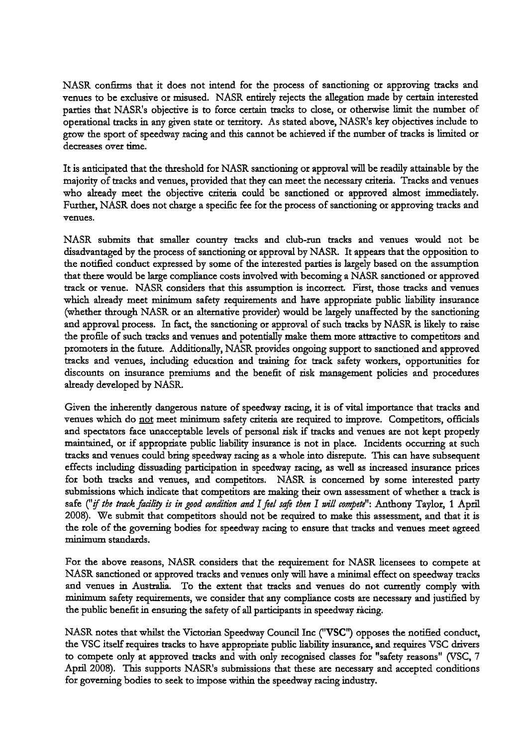NASR confirms that it does not intend for the process of sanctioning or approving tracks and venues to be exclusive or misused. NASR entirely rejects the allegation made by certain interested parties that NASR's objective is to force certain tracks to close, or otherwise limit the number of operational tracks in any given state or territory. As stated above, NASR's key objectives include to grow the sport of speedway racing and this cannot be achieved if the number of tracks is limited or decreases over time.

It is anticipated that the threshold for NASR sanctioning or approval will be readily attainable by the majority of tracks and venues, provided that they can meet the necessary criteria. Tracks and venues who already meet the objective criteria could be sanctioned or approved almost immediately. Further, NASR does not charge a specific fee for the process of sanctioning or approving tracks and venues.

NASR submits that smaller country tracks and club-run tracks and venues would not be disadvantaged by the process of sanctioning or approval by NASR. It appears that the opposition to the notified conduct expressed by some of the interested parties is largely based on the assumption that there would be large compliance costs involved with becoming a NASR sanctioned or approved track or venue. NASR considers that this assumption is incorrect. First, those tracks and venues which already meet minimum safety requirements and have appropriate public liability insurance (whether through NASR or an alternative provider) would be largely unaffected by the sanctioning and approval process. In fact, the sanctioning or approval of such tracks by NASR is likely to raise the profile of such tracks and venues and potentially make them more attractive to competitors and promoters in the future. Additionally, NASR provides ongoing support to sanctioned and approved tracks and venues, including education and training for track safety workers, opportunities for discounts on insurance premiums and the benefit of risk management policies and procedures already developed by NASR.

Given the inherently dangerous nature of speedway racing, it is of vital importance that tracks and venues which do <u>not</u> meet minimum safety criteria are required to improve. Competitors, officials and spectators face unacceptable levels of personal risk if tracks and venues are not kept properly maintained, or if appropriate public liability insurance is not in place. Incidents occurring at such tracks and venues could bring speedway racing as a whole into disrepute. This can have subsequent effects including dissuading participation in speedway racing, as well as increased insurance prices for both tracks and venues, and competitors. NASR is concerned by some interested party submissions which indicate that competitors are making their own assessment of whether a track is safe (*"if the track facility is in good condition and I feel safe then I will compete"*: Anthony Taylor, 1 April 2008). We submit that competitors should not be required to make this assessment, and that it is the role of the governing bodies for speedway racing to ensure that tracks and venues meet agreed minimum standards.

For the above reasons, NASR considers that the requirement for NASR licensees to compete at NASR sanctioned or approved tracks and venues only will have a minimal effect on speedway tracks and venues in Australia. To the extent that tracks and venues do not currently comply with minimum safety requirements, we consider that any compliance costs are necessary and justified by the public benefit in ensuring the safety of all participants in speedway racing.

NASR notes that whilst the Victorian Speedway Council Inc (**"VSC"**) opposes the notified conduct, the VSC itself requires tracks to have appropriate public liability insurance, and requires VSC drivers to compete only at approved tracks and with only recognised classes for "safety reasons" (VSC, 7 April 2008). This supports NASR's submissions that these are necessary and accepted conditions for governing bodies to seek to impose within the speedway racing industry.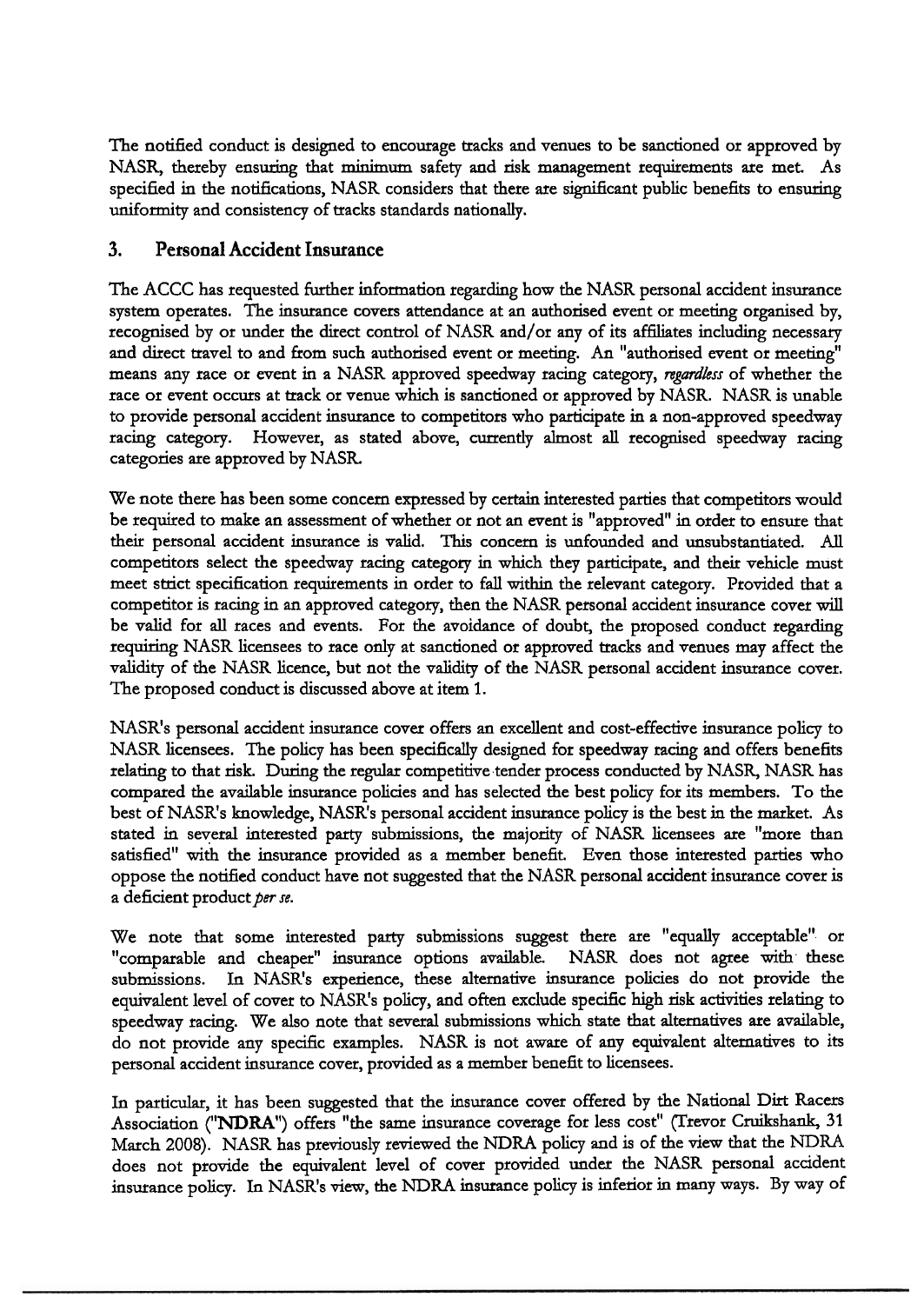The notified conduct is designed to encourage tracks and venues to be sanctioned or approved by NASR, thereby ensuring that minimum safety and risk management requirements are met. As specified in the notifications, NASR considers that there are significant public benefits to ensuring uniformity and consistency of tracks standards nationally.

## 3. Personal Accident Insurance

The ACCC has requested further information regarding how the NASR personal accident insurance system operates. The insurance covers attendance at an authorised event or meeting organised by, recognised by or under the direct control of NASR and/or any of its affiliates including necessary and direct travel to and from such authorised event or meeting. An "authorised event or meeting" means any race or event in a NASR approved speedway racing category, *regardless* of whether the race or event occurs at track or venue which is sanctioned or approved by NASR. NASR is unable to provide personal accident insurance to competitors who participate in a non-approved speedway racing category. However, as stated above, currently almost all recognised speedway racing categories are approved by NASR.

We note there has been some concern expressed by certain interested parties that competitors would be required to make an assessment of whether or not an event is "approved" in order to ensure that their personal accident insurance is valid. This concern is unfounded and unsubstantiated. All competitors select the speedway racing category in which they participate, and their vehicle must meet strict specification requirements in order to fall within the relevant category. Provided that a competitor is racing in an approved category, then the NASR personal accident insurance cover will be valid for all races and events. For the avoidance of doubt, the proposed conduct regarding requiring NASR licensees to race only at sanctioned or approved tracks and venues may affect the validity of the NASR licence, but not the validity of the NASR personal accident insurance cover. The proposed conduct is discussed above at item 1.

NASR's personal accident insurance cover offers an excellent and cost-effective insurance policy to NASR licensees. The policy has been specifically designed for speedway racing and offers benefits relating to that risk. During the regular competitive tender process conducted by NASR, NASR has compared the available insurance policies and has selected the best policy for its members. To the best of NASR's knowledge, NASR's personal accident insurance policy is the best in the market. As stated in several interested party submissions, the majority of NASR licensees are "more than satisfied" with the insurance provided as a member benefit. Even those interested parties who oppose the notified conduct have not suggested that the NASR personal accident insurance cover is a deficient product *per se*.

We note that some interested party submissions suggest there are "equally acceptable" or "comparable and cheaper" insurance options available. NASR does not agree with these submissions. In NASR's experience, these alternative insurance policies do not provide the equivalent level of cover to NASR's policy, and often exclude specific high risk activities relating to speedway racing. We also note that several submissions which state that alternatives are available, do not provide any specific examples. NASR is not aware of any equivalent alternatives to its personal accident insurance cover, provided as a member benefit to licensees.

In particular, it has been suggested that the insurance cover offered by the National Dirt Racers Association ("**NDRA**") offers "the same insurance coverage for less cost" (Trevor Cruikshank, 31 March 2008). NASR has previously reviewed the NDRA policy and is of the view that the NDRA does not provide the equivalent level of cover provided under the NASR personal accident insurance policy. In NASR's view, the NDRA insurance policy is inferior in many ways. By way of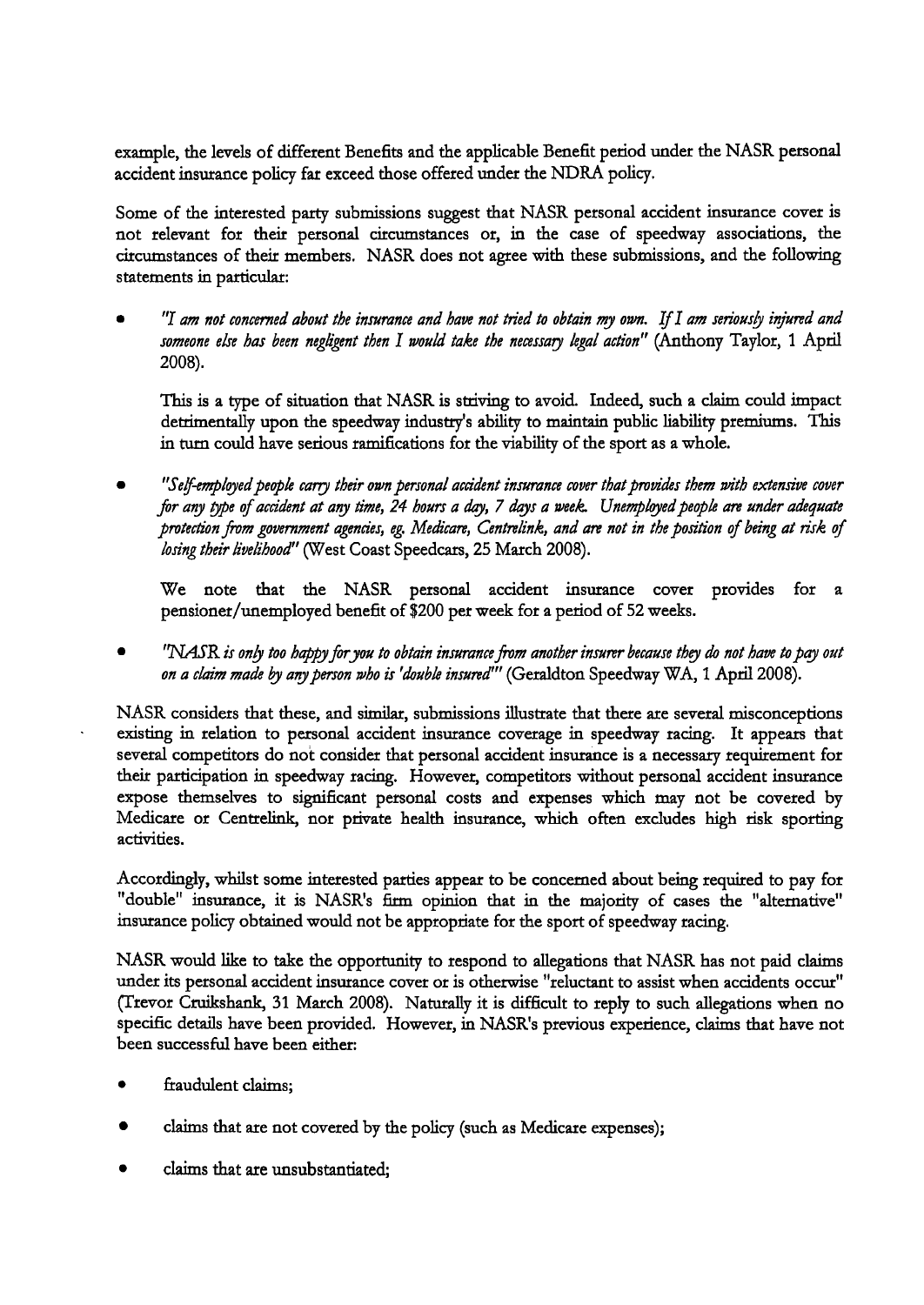example, the levels of different Benefits and the applicable Benefit period under the NASR personal accident insurance policy far exceed those offered under the NDRA policy.

Some of the interested party submissions suggest that NASR personal accident insurance cover is not relevant for their personal circumstances or, in the case of speedway associations, the circumstances of their members. NASR does not agree with these submissions, and the following statements in particular:

- *"I am not concerned about the insurance and have not tried to obtain my own. If I am seriously injured and someone else has been negligent then I would take the necessary legal action"* (Anthony Taylor, 1 April 2008).

  This is a type of situation that NASR is striving to avoid. Indeed, such a claim could impact detrimentally upon the speedway industry's ability to maintain public liability premiums. This in turn could have serious ramifications for the viability of the sport as a whole.

- *"Self-employed people carry their own personal accident insurance cover that provides them with extensive cover for any type of accident at any time, 24 hours a day, 7 days a week. Unemployed people are under adequate protection from government agencies, eg. Medicare, Centrelink, and are not in the position of being at risk of losing their livelihood"* (West Coast Speedcars, 25 March 2008).

  We note that the NASR personal accident insurance cover provides for a pensioner/unemployed benefit of $200 per week for a period of 52 weeks.

- *"NASR is only too happy for you to obtain insurance from another insurer because they do not have to pay out on a claim made by any person who is 'double insured'"* (Geraldton Speedway WA, 1 April 2008).

NASR considers that these, and similar, submissions illustrate that there are several misconceptions existing in relation to personal accident insurance coverage in speedway racing. It appears that several competitors do not consider that personal accident insurance is a necessary requirement for their participation in speedway racing. However, competitors without personal accident insurance expose themselves to significant personal costs and expenses which may not be covered by Medicare or Centrelink, nor private health insurance, which often excludes high risk sporting activities.

Accordingly, whilst some interested parties appear to be concerned about being required to pay for "double" insurance, it is NASR's firm opinion that in the majority of cases the "alternative" insurance policy obtained would not be appropriate for the sport of speedway racing.

NASR would like to take the opportunity to respond to allegations that NASR has not paid claims under its personal accident insurance cover or is otherwise "reluctant to assist when accidents occur" (Trevor Cruikshank, 31 March 2008). Naturally it is difficult to reply to such allegations when no specific details have been provided. However, in NASR's previous experience, claims that have not been successful have been either:

- fraudulent claims;
- claims that are not covered by the policy (such as Medicare expenses);
- claims that are unsubstantiated;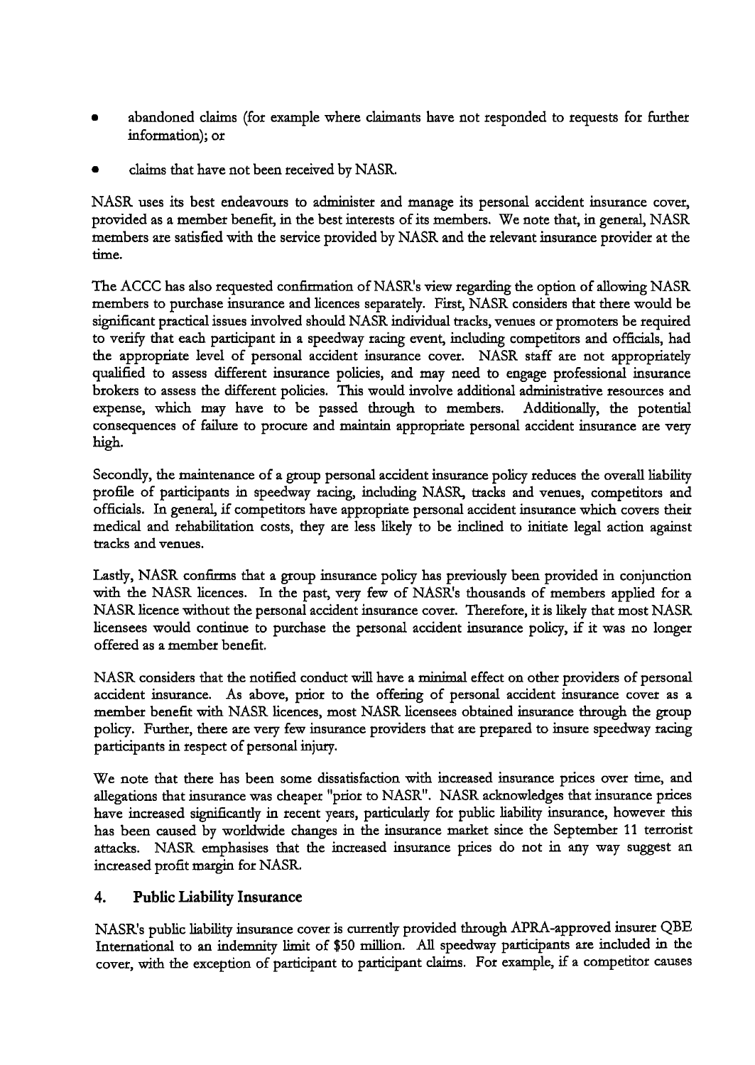- abandoned claims (for example where claimants have not responded to requests for further information); or
- claims that have not been received by NASR.

NASR uses its best endeavours to administer and manage its personal accident insurance cover, provided as a member benefit, in the best interests of its members. We note that, in general, NASR members are satisfied with the service provided by NASR and the relevant insurance provider at the time.

The ACCC has also requested confirmation of NASR's view regarding the option of allowing NASR members to purchase insurance and licences separately. First, NASR considers that there would be significant practical issues involved should NASR individual tracks, venues or promoters be required to verify that each participant in a speedway racing event, including competitors and officials, had the appropriate level of personal accident insurance cover. NASR staff are not appropriately qualified to assess different insurance policies, and may need to engage professional insurance brokers to assess the different policies. This would involve additional administrative resources and expense, which may have to be passed through to members. Additionally, the potential consequences of failure to procure and maintain appropriate personal accident insurance are very high.

Secondly, the maintenance of a group personal accident insurance policy reduces the overall liability profile of participants in speedway racing, including NASR, tracks and venues, competitors and officials. In general, if competitors have appropriate personal accident insurance which covers their medical and rehabilitation costs, they are less likely to be inclined to initiate legal action against tracks and venues.

Lastly, NASR confirms that a group insurance policy has previously been provided in conjunction with the NASR licences. In the past, very few of NASR's thousands of members applied for a NASR licence without the personal accident insurance cover. Therefore, it is likely that most NASR licensees would continue to purchase the personal accident insurance policy, if it was no longer offered as a member benefit.

NASR considers that the notified conduct will have a minimal effect on other providers of personal accident insurance. As above, prior to the offering of personal accident insurance cover as a member benefit with NASR licences, most NASR licensees obtained insurance through the group policy. Further, there are very few insurance providers that are prepared to insure speedway racing participants in respect of personal injury.

We note that there has been some dissatisfaction with increased insurance prices over time, and allegations that insurance was cheaper "prior to NASR". NASR acknowledges that insurance prices have increased significantly in recent years, particularly for public liability insurance, however this has been caused by worldwide changes in the insurance market since the September 11 terrorist attacks. NASR emphasises that the increased insurance prices do not in any way suggest an increased profit margin for NASR.

## 4. Public Liability Insurance

NASR's public liability insurance cover is currently provided through APRA-approved insurer QBE International to an indemnity limit of $50 million. All speedway participants are included in the cover, with the exception of participant to participant claims. For example, if a competitor causes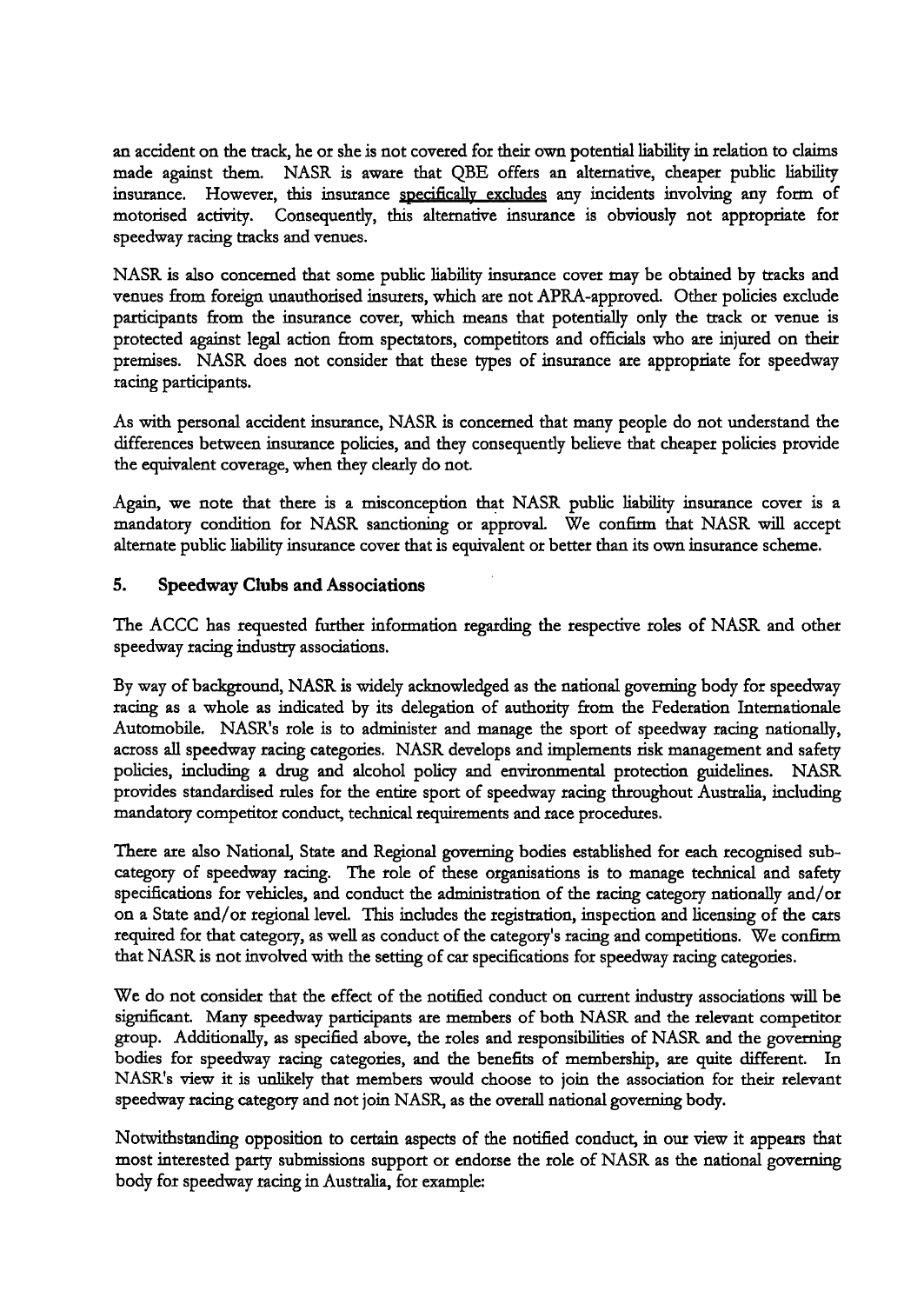an accident on the track, he or she is not covered for their own potential liability in relation to claims made against them. NASR is aware that QBE offers an alternative, cheaper public liability insurance. However, this insurance <u>specifically excludes</u> any incidents involving any form of motorised activity. Consequently, this alternative insurance is obviously not appropriate for speedway racing tracks and venues.

NASR is also concerned that some public liability insurance cover may be obtained by tracks and venues from foreign unauthorised insurers, which are not APRA-approved. Other policies exclude participants from the insurance cover, which means that potentially only the track or venue is protected against legal action from spectators, competitors and officials who are injured on their premises. NASR does not consider that these types of insurance are appropriate for speedway racing participants.

As with personal accident insurance, NASR is concerned that many people do not understand the differences between insurance policies, and they consequently believe that cheaper policies provide the equivalent coverage, when they clearly do not.

Again, we note that there is a misconception that NASR public liability insurance cover is a mandatory condition for NASR sanctioning or approval. We confirm that NASR will accept alternate public liability insurance cover that is equivalent or better than its own insurance scheme.

## 5. Speedway Clubs and Associations

The ACCC has requested further information regarding the respective roles of NASR and other speedway racing industry associations.

By way of background, NASR is widely acknowledged as the national governing body for speedway racing as a whole as indicated by its delegation of authority from the Federation Internationale Automobile. NASR's role is to administer and manage the sport of speedway racing nationally, across all speedway racing categories. NASR develops and implements risk management and safety policies, including a drug and alcohol policy and environmental protection guidelines. NASR provides standardised rules for the entire sport of speedway racing throughout Australia, including mandatory competitor conduct, technical requirements and race procedures.

There are also National, State and Regional governing bodies established for each recognised sub-category of speedway racing. The role of these organisations is to manage technical and safety specifications for vehicles, and conduct the administration of the racing category nationally and/or on a State and/or regional level. This includes the registration, inspection and licensing of the cars required for that category, as well as conduct of the category's racing and competitions. We confirm that NASR is not involved with the setting of car specifications for speedway racing categories.

We do not consider that the effect of the notified conduct on current industry associations will be significant. Many speedway participants are members of both NASR and the relevant competitor group. Additionally, as specified above, the roles and responsibilities of NASR and the governing bodies for speedway racing categories, and the benefits of membership, are quite different. In NASR's view it is unlikely that members would choose to join the association for their relevant speedway racing category and not join NASR, as the overall national governing body.

Notwithstanding opposition to certain aspects of the notified conduct, in our view it appears that most interested party submissions support or endorse the role of NASR as the national governing body for speedway racing in Australia, for example: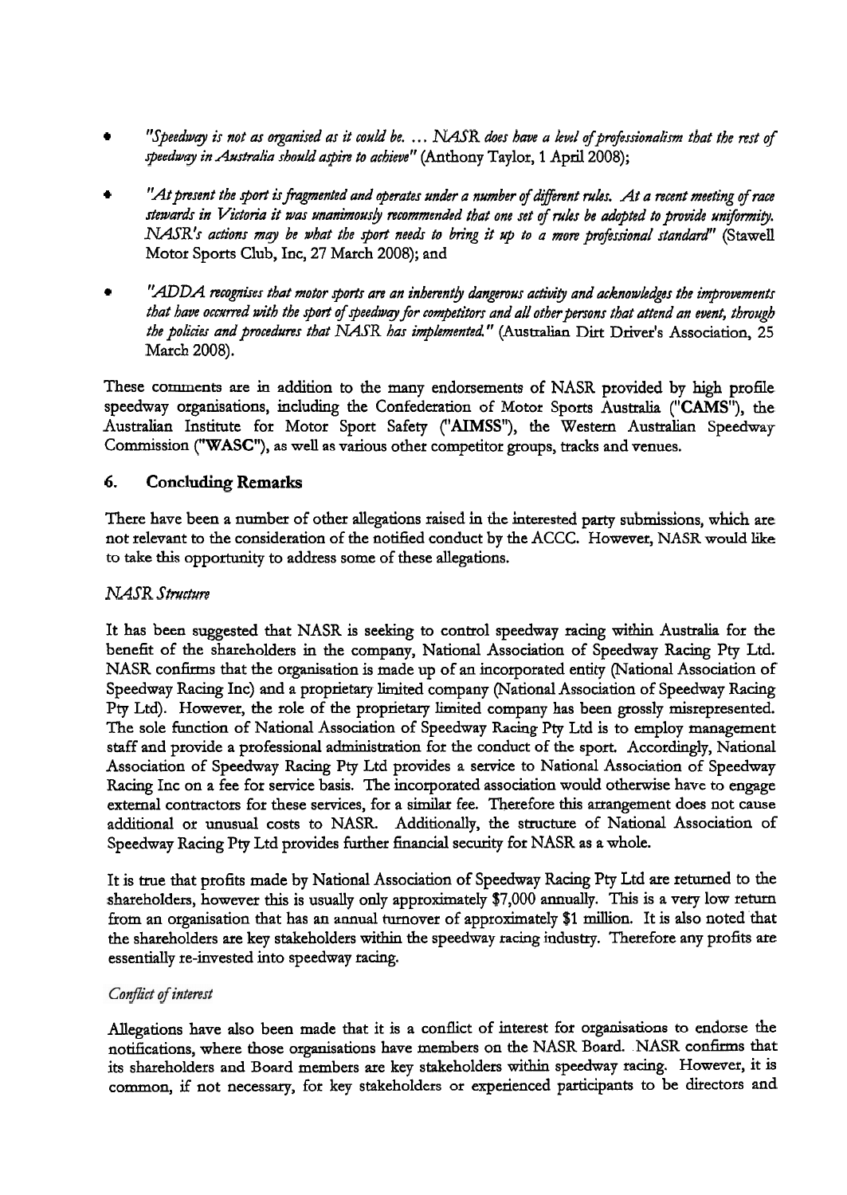- *"Speedway is not as organised as it could be. … NASR does have a level of professionalism that the rest of speedway in Australia should aspire to achieve"* (Anthony Taylor, 1 April 2008);

- *"At present the sport is fragmented and operates under a number of different rules. At a recent meeting of race stewards in Victoria it was unanimously recommended that one set of rules be adopted to provide uniformity. NASR's actions may be what the sport needs to bring it up to a more professional standard"* (Stawell Motor Sports Club, Inc, 27 March 2008); and

- *"ADDA recognises that motor sports are an inherently dangerous activity and acknowledges the improvements that have occurred with the sport of speedway for competitors and all other persons that attend an event, through the policies and procedures that NASR has implemented."* (Australian Dirt Driver's Association, 25 March 2008).

These comments are in addition to the many endorsements of NASR provided by high profile speedway organisations, including the Confederation of Motor Sports Australia (**"CAMS"**), the Australian Institute for Motor Sport Safety (**"AIMSS"**), the Western Australian Speedway Commission (**"WASC"**), as well as various other competitor groups, tracks and venues.

## 6. Concluding Remarks

There have been a number of other allegations raised in the interested party submissions, which are not relevant to the consideration of the notified conduct by the ACCC. However, NASR would like to take this opportunity to address some of these allegations.

### *NASR Structure*

It has been suggested that NASR is seeking to control speedway racing within Australia for the benefit of the shareholders in the company, National Association of Speedway Racing Pty Ltd. NASR confirms that the organisation is made up of an incorporated entity (National Association of Speedway Racing Inc) and a proprietary limited company (National Association of Speedway Racing Pty Ltd). However, the role of the proprietary limited company has been grossly misrepresented. The sole function of National Association of Speedway Racing Pty Ltd is to employ management staff and provide a professional administration for the conduct of the sport. Accordingly, National Association of Speedway Racing Pty Ltd provides a service to National Association of Speedway Racing Inc on a fee for service basis. The incorporated association would otherwise have to engage external contractors for these services, for a similar fee. Therefore this arrangement does not cause additional or unusual costs to NASR. Additionally, the structure of National Association of Speedway Racing Pty Ltd provides further financial security for NASR as a whole.

It is true that profits made by National Association of Speedway Racing Pty Ltd are returned to the shareholders, however this is usually only approximately $7,000 annually. This is a very low return from an organisation that has an annual turnover of approximately $1 million. It is also noted that the shareholders are key stakeholders within the speedway racing industry. Therefore any profits are essentially re-invested into speedway racing.

### *Conflict of interest*

Allegations have also been made that it is a conflict of interest for organisations to endorse the notifications, where those organisations have members on the NASR Board. NASR confirms that its shareholders and Board members are key stakeholders within speedway racing. However, it is common, if not necessary, for key stakeholders or experienced participants to be directors and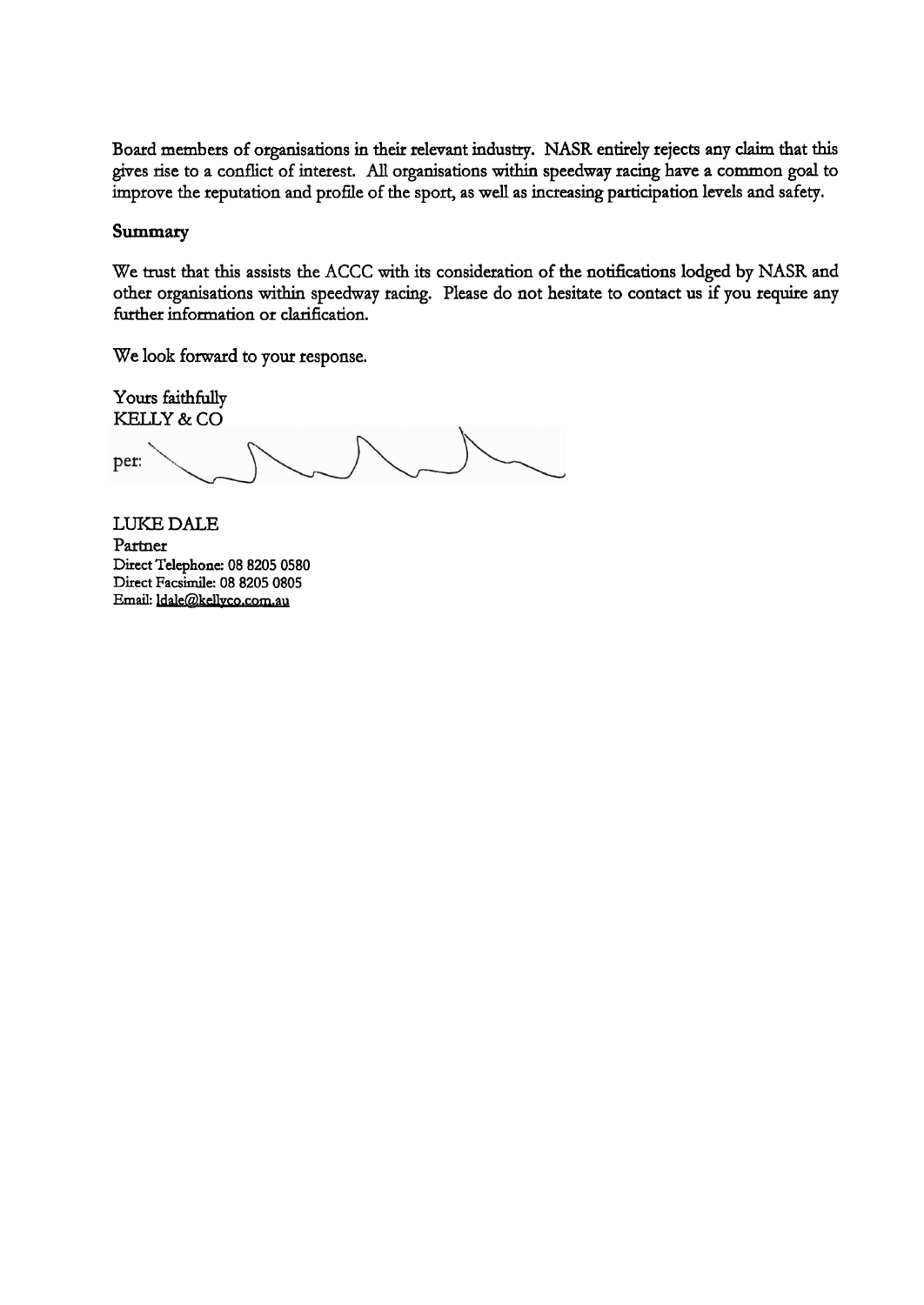Board members of organisations in their relevant industry. NASR entirely rejects any claim that this gives rise to a conflict of interest. All organisations within speedway racing have a common goal to improve the reputation and profile of the sport, as well as increasing participation levels and safety.

## Summary

We trust that this assists the ACCC with its consideration of the notifications lodged by NASR and other organisations within speedway racing. Please do not hesitate to contact us if you require any further information or clarification.

We look forward to your response.

Yours faithfully
KELLY & CO

per:

LUKE DALE
Partner
Direct Telephone: 08 8205 0580
Direct Facsimile: 08 8205 0805
Email: ldale@kellyco.com.au